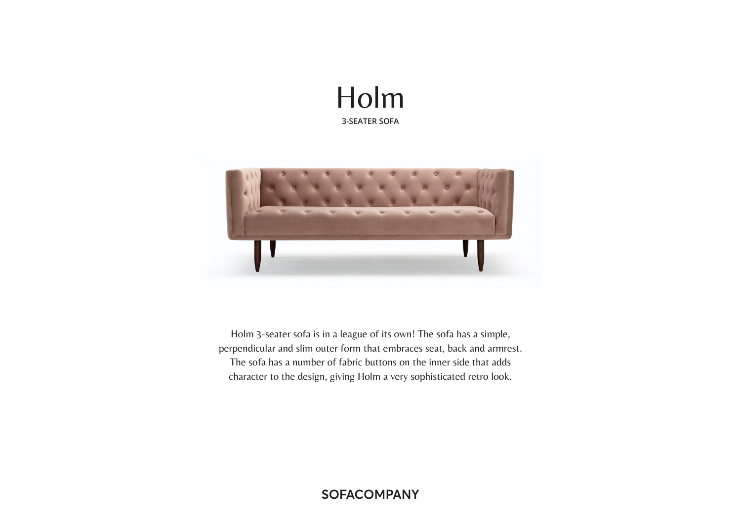# Holm

3-SEATER SOFA

---

Holm 3-seater sofa is in a league of its own! The sofa has a simple, perpendicular and slim outer form that embraces seat, back and armrest. The sofa has a number of fabric buttons on the inner side that adds character to the design, giving Holm a very sophisticated retro look.

SOFACOMPANY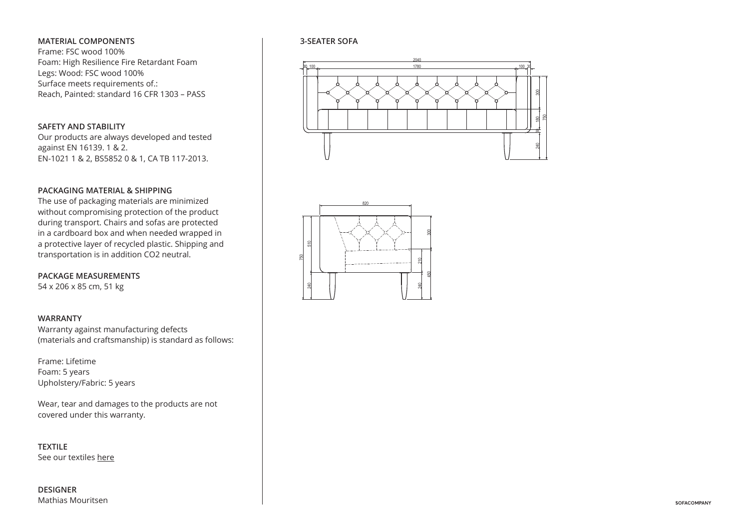## MATERIAL COMPONENTS

Frame: FSC wood 100%
Foam: High Resilience Fire Retardant Foam
Legs: Wood: FSC wood 100%
Surface meets requirements of.:
Reach, Painted: standard 16 CFR 1303 – PASS

## SAFETY AND STABILITY

Our products are always developed and tested against EN 16139. 1 & 2.
EN-1021 1 & 2, BS5852 0 & 1, CA TB 117-2013.

## PACKAGING MATERIAL & SHIPPING

The use of packaging materials are minimized without compromising protection of the product during transport. Chairs and sofas are protected in a cardboard box and when needed wrapped in a protective layer of recycled plastic. Shipping and transportation is in addition CO2 neutral.

## PACKAGE MEASUREMENTS

54 x 206 x 85 cm, 51 kg

## WARRANTY

Warranty against manufacturing defects (materials and craftsmanship) is standard as follows:

Frame: Lifetime
Foam: 5 years
Upholstery/Fabric: 5 years

Wear, tear and damages to the products are not covered under this warranty.

## TEXTILE

See our textiles here

## DESIGNER

Mathias Mouritsen

## 3-SEATER SOFA

2040
30 100
1780
100 30
300
180
750
30
240

820
510
750
240
300
210
450
240